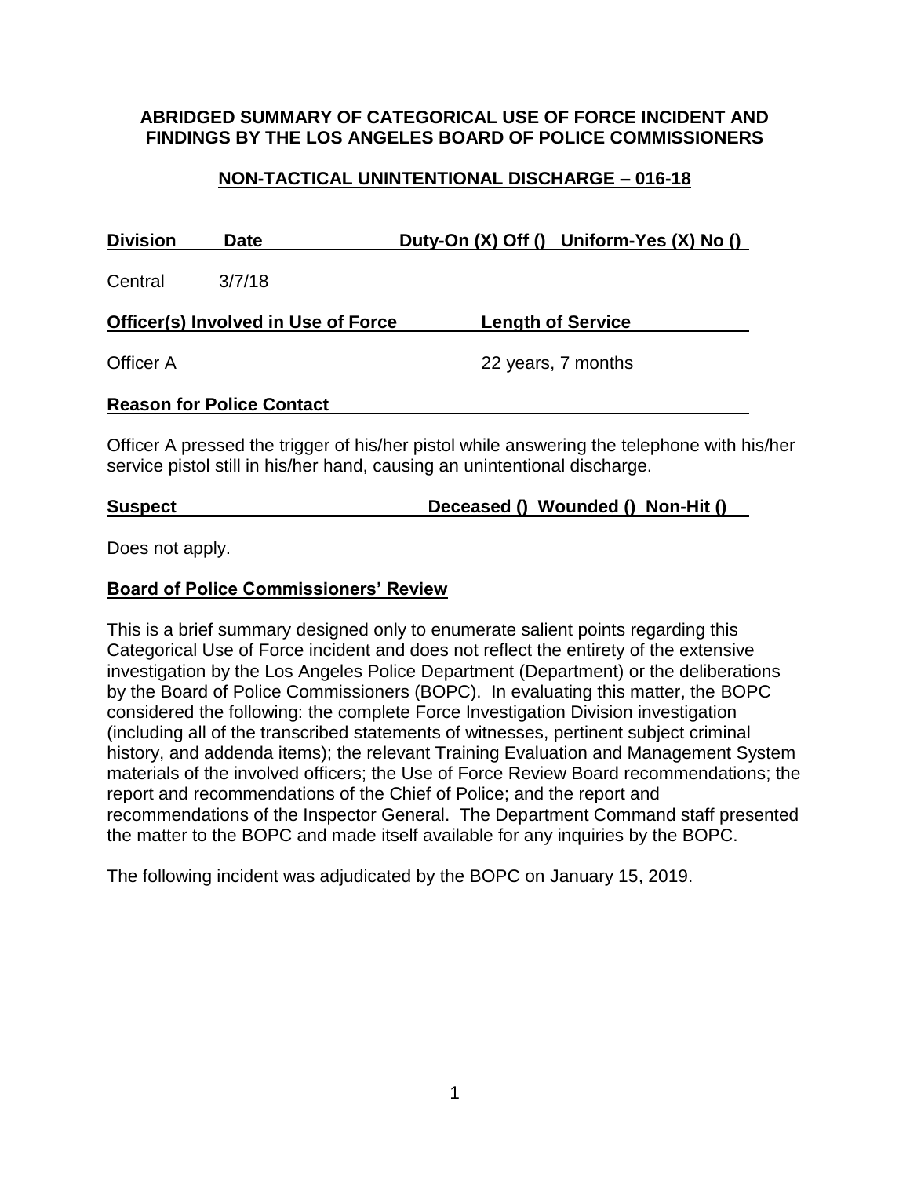**ABRIDGED SUMMARY OF CATEGORICAL USE OF FORCE INCIDENT AND FINDINGS BY THE LOS ANGELES BOARD OF POLICE COMMISSIONERS**

**NON-TACTICAL UNINTENTIONAL DISCHARGE – 016-18**

| **Division** | **Date** | **Duty-On (X) Off ()** | **Uniform-Yes (X) No ()** |
|---|---|---|---|
| Central | 3/7/18 | | |

| **Officer(s) Involved in Use of Force** | **Length of Service** |
|---|---|
| Officer A | 22 years, 7 months |

**Reason for Police Contact**

Officer A pressed the trigger of his/her pistol while answering the telephone with his/her service pistol still in his/her hand, causing an unintentional discharge.

**Suspect** **Deceased () Wounded () Non-Hit ()**

Does not apply.

**Board of Police Commissioners' Review**

This is a brief summary designed only to enumerate salient points regarding this Categorical Use of Force incident and does not reflect the entirety of the extensive investigation by the Los Angeles Police Department (Department) or the deliberations by the Board of Police Commissioners (BOPC). In evaluating this matter, the BOPC considered the following: the complete Force Investigation Division investigation (including all of the transcribed statements of witnesses, pertinent subject criminal history, and addenda items); the relevant Training Evaluation and Management System materials of the involved officers; the Use of Force Review Board recommendations; the report and recommendations of the Chief of Police; and the report and recommendations of the Inspector General. The Department Command staff presented the matter to the BOPC and made itself available for any inquiries by the BOPC.

The following incident was adjudicated by the BOPC on January 15, 2019.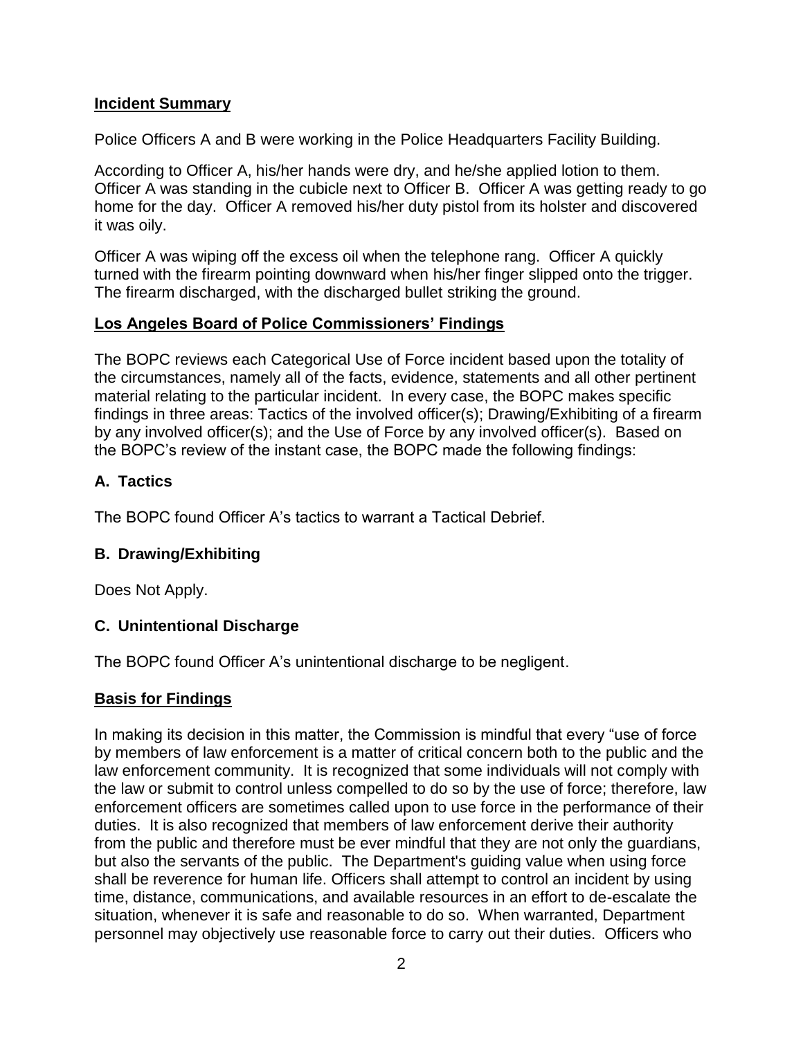## Incident Summary

Police Officers A and B were working in the Police Headquarters Facility Building.

According to Officer A, his/her hands were dry, and he/she applied lotion to them. Officer A was standing in the cubicle next to Officer B. Officer A was getting ready to go home for the day. Officer A removed his/her duty pistol from its holster and discovered it was oily.

Officer A was wiping off the excess oil when the telephone rang. Officer A quickly turned with the firearm pointing downward when his/her finger slipped onto the trigger. The firearm discharged, with the discharged bullet striking the ground.

## Los Angeles Board of Police Commissioners' Findings

The BOPC reviews each Categorical Use of Force incident based upon the totality of the circumstances, namely all of the facts, evidence, statements and all other pertinent material relating to the particular incident. In every case, the BOPC makes specific findings in three areas: Tactics of the involved officer(s); Drawing/Exhibiting of a firearm by any involved officer(s); and the Use of Force by any involved officer(s). Based on the BOPC's review of the instant case, the BOPC made the following findings:

### A. Tactics

The BOPC found Officer A's tactics to warrant a Tactical Debrief.

### B. Drawing/Exhibiting

Does Not Apply.

### C. Unintentional Discharge

The BOPC found Officer A's unintentional discharge to be negligent.

## Basis for Findings

In making its decision in this matter, the Commission is mindful that every "use of force by members of law enforcement is a matter of critical concern both to the public and the law enforcement community. It is recognized that some individuals will not comply with the law or submit to control unless compelled to do so by the use of force; therefore, law enforcement officers are sometimes called upon to use force in the performance of their duties. It is also recognized that members of law enforcement derive their authority from the public and therefore must be ever mindful that they are not only the guardians, but also the servants of the public. The Department's guiding value when using force shall be reverence for human life. Officers shall attempt to control an incident by using time, distance, communications, and available resources in an effort to de-escalate the situation, whenever it is safe and reasonable to do so. When warranted, Department personnel may objectively use reasonable force to carry out their duties. Officers who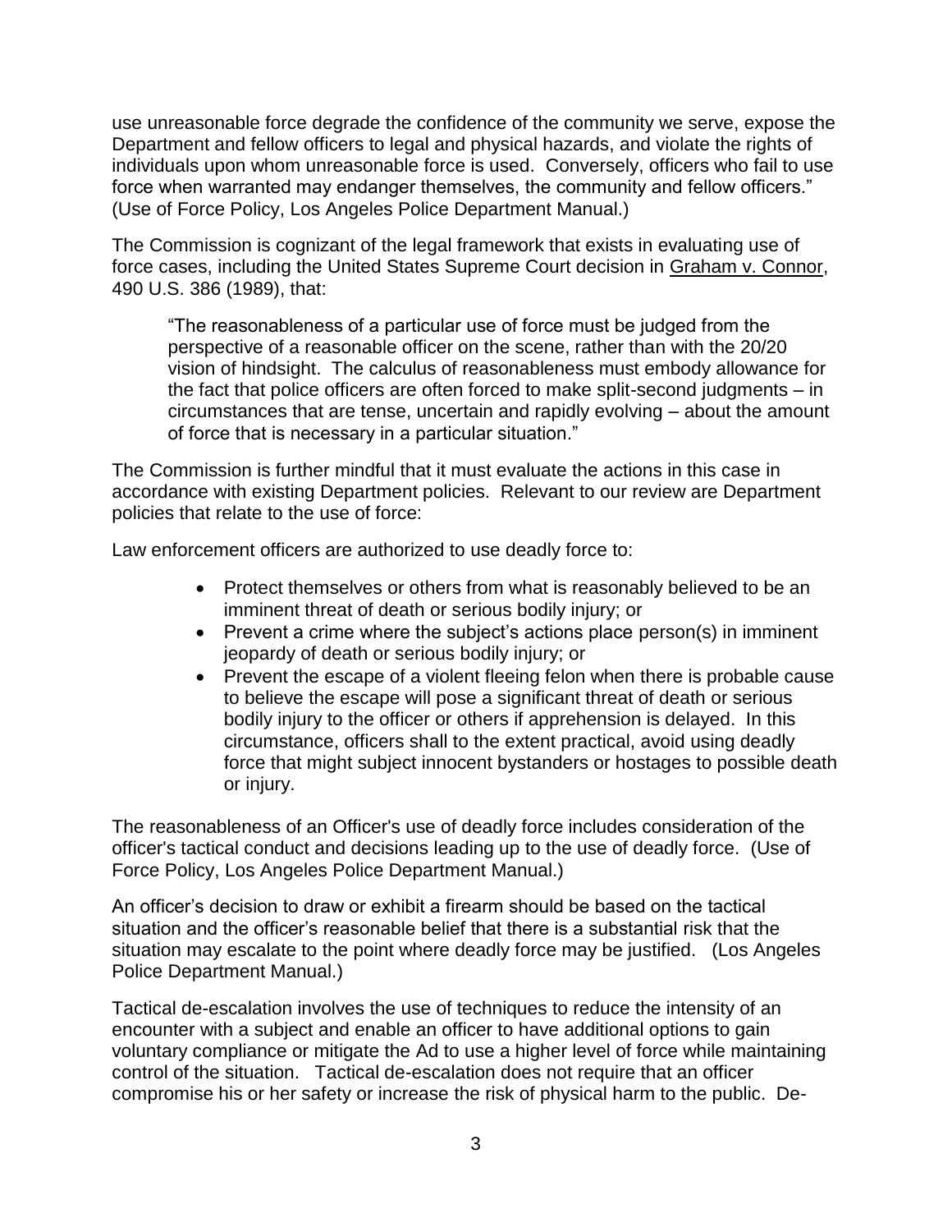use unreasonable force degrade the confidence of the community we serve, expose the Department and fellow officers to legal and physical hazards, and violate the rights of individuals upon whom unreasonable force is used. Conversely, officers who fail to use force when warranted may endanger themselves, the community and fellow officers." (Use of Force Policy, Los Angeles Police Department Manual.)

The Commission is cognizant of the legal framework that exists in evaluating use of force cases, including the United States Supreme Court decision in Graham v. Connor, 490 U.S. 386 (1989), that:

> "The reasonableness of a particular use of force must be judged from the perspective of a reasonable officer on the scene, rather than with the 20/20 vision of hindsight. The calculus of reasonableness must embody allowance for the fact that police officers are often forced to make split-second judgments – in circumstances that are tense, uncertain and rapidly evolving – about the amount of force that is necessary in a particular situation."

The Commission is further mindful that it must evaluate the actions in this case in accordance with existing Department policies. Relevant to our review are Department policies that relate to the use of force:

Law enforcement officers are authorized to use deadly force to:

- Protect themselves or others from what is reasonably believed to be an imminent threat of death or serious bodily injury; or
- Prevent a crime where the subject's actions place person(s) in imminent jeopardy of death or serious bodily injury; or
- Prevent the escape of a violent fleeing felon when there is probable cause to believe the escape will pose a significant threat of death or serious bodily injury to the officer or others if apprehension is delayed. In this circumstance, officers shall to the extent practical, avoid using deadly force that might subject innocent bystanders or hostages to possible death or injury.

The reasonableness of an Officer's use of deadly force includes consideration of the officer's tactical conduct and decisions leading up to the use of deadly force. (Use of Force Policy, Los Angeles Police Department Manual.)

An officer's decision to draw or exhibit a firearm should be based on the tactical situation and the officer's reasonable belief that there is a substantial risk that the situation may escalate to the point where deadly force may be justified. (Los Angeles Police Department Manual.)

Tactical de-escalation involves the use of techniques to reduce the intensity of an encounter with a subject and enable an officer to have additional options to gain voluntary compliance or mitigate the Ad to use a higher level of force while maintaining control of the situation. Tactical de-escalation does not require that an officer compromise his or her safety or increase the risk of physical harm to the public. De-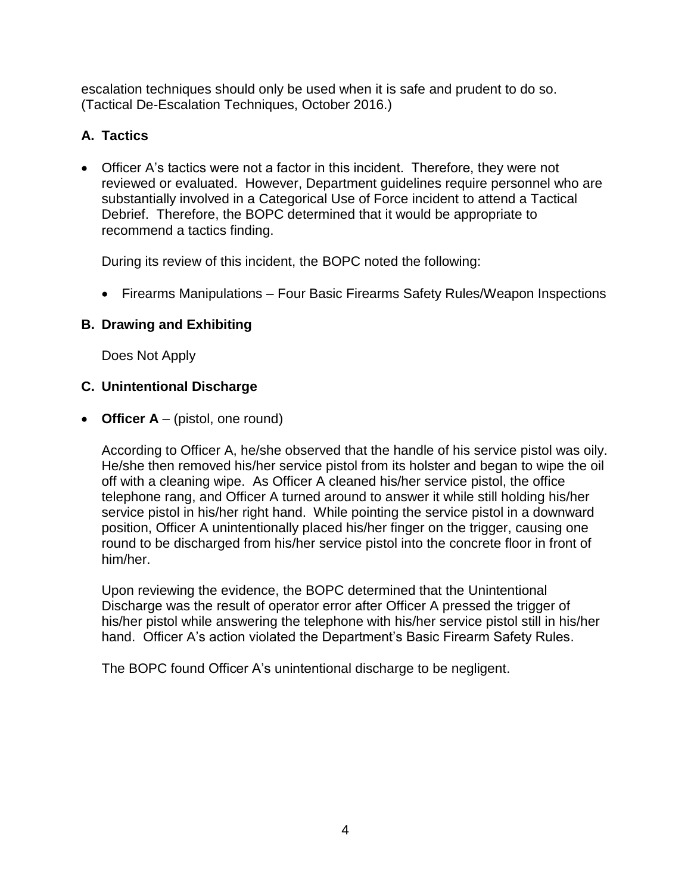escalation techniques should only be used when it is safe and prudent to do so. (Tactical De-Escalation Techniques, October 2016.)

## A. Tactics

- Officer A's tactics were not a factor in this incident. Therefore, they were not reviewed or evaluated. However, Department guidelines require personnel who are substantially involved in a Categorical Use of Force incident to attend a Tactical Debrief. Therefore, the BOPC determined that it would be appropriate to recommend a tactics finding.

  During its review of this incident, the BOPC noted the following:

  - Firearms Manipulations – Four Basic Firearms Safety Rules/Weapon Inspections

## B. Drawing and Exhibiting

Does Not Apply

## C. Unintentional Discharge

- **Officer A** – (pistol, one round)

  According to Officer A, he/she observed that the handle of his service pistol was oily. He/she then removed his/her service pistol from its holster and began to wipe the oil off with a cleaning wipe. As Officer A cleaned his/her service pistol, the office telephone rang, and Officer A turned around to answer it while still holding his/her service pistol in his/her right hand. While pointing the service pistol in a downward position, Officer A unintentionally placed his/her finger on the trigger, causing one round to be discharged from his/her service pistol into the concrete floor in front of him/her.

  Upon reviewing the evidence, the BOPC determined that the Unintentional Discharge was the result of operator error after Officer A pressed the trigger of his/her pistol while answering the telephone with his/her service pistol still in his/her hand. Officer A's action violated the Department's Basic Firearm Safety Rules.

  The BOPC found Officer A's unintentional discharge to be negligent.